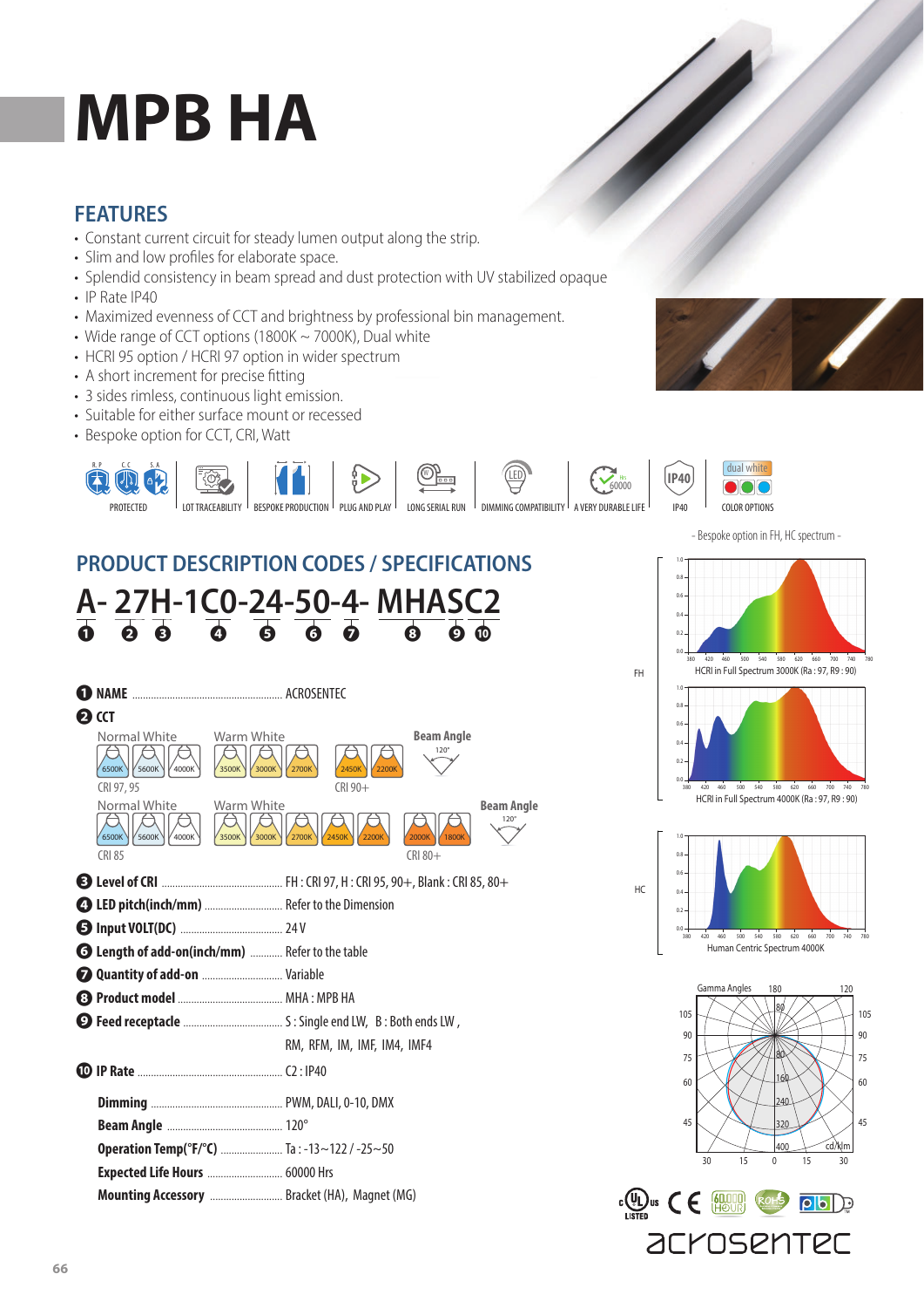# MPB HA

## FEATURES

- Constant current circuit for steady lumen output along the strip.
- Slim and low profiles for elaborate space.
- Splendid consistency in beam spread and dust protection with UV stabilized opaque
- IP Rate IP40
- Maximized evenness of CCT and brightness by professional bin management.
- Wide range of CCT options (1800K ~ 7000K), Dual white
- HCRI 95 option / HCRI 97 option in wider spectrum
- A short increment for precise fitting
- 3 sides rimless, continuous light emission.
- Suitable for either surface mount or recessed
- Bespoke option for CCT, CRI, Watt

PROTECTED | LOT TRACEABILITY | BESPOKE PRODUCTION | PLUG AND PLAY | LONG SERIAL RUN | DIMMING COMPATIBILITY | A VERY DURABLE LIFE | IP40 | COLOR OPTIONS

## PRODUCT DESCRIPTION CODES / SPECIFICATIONS

**A- 27H-1C0-24-50-4- MHASC2**

❶ ❷ ❸ ❹ ❺ ❻ ❼ ❽ ❾ ❿

❶ **NAME** ........ ACROSENTEC

❷ **CCT**

Normal White: 6500K, 5600K, 4000K — Warm White: 3500K, 3000K, 2700K — 2450K, 2200K — Beam Angle 120°

CRI 97, 95 — CRI 90+

Normal White: 6500K, 5600K, 4000K — Warm White: 3500K, 3000K, 2700K, 2450K, 2200K — 2000K, 1800K — Beam Angle 120°

CRI 85 — CRI 80+

❸ **Level of CRI** ........ FH : CRI 97, H : CRI 95, 90+, Blank : CRI 85, 80+

❹ **LED pitch(inch/mm)** ........ Refer to the Dimension

❺ **Input VOLT(DC)** ........ 24 V

❻ **Length of add-on(inch/mm)** ........ Refer to the table

❼ **Quantity of add-on** ........ Variable

❽ **Product model** ........ MHA : MPB HA

❾ **Feed receptacle** ........ S : Single end LW, B : Both ends LW , RM, RFM, IM, IMF, IM4, IMF4

❿ **IP Rate** ........ C2 : IP40

**Dimming** ........ PWM, DALI, 0-10, DMX

**Beam Angle** ........ 120°

**Operation Temp(°F/°C)** ........ Ta : -13~122 / -25~50

**Expected Life Hours** ........ 60000 Hrs

**Mounting Accessory** ........ Bracket (HA), Magnet (MG)

- Bespoke option in FH, HC spectrum -

FH

HCRI in Full Spectrum 3000K (Ra : 97, R9 : 90)

HCRI in Full Spectrum 4000K (Ra : 97, R9 : 90)

HC

Human Centric Spectrum 4000K

Gamma Angles — cd/klm

acrosentec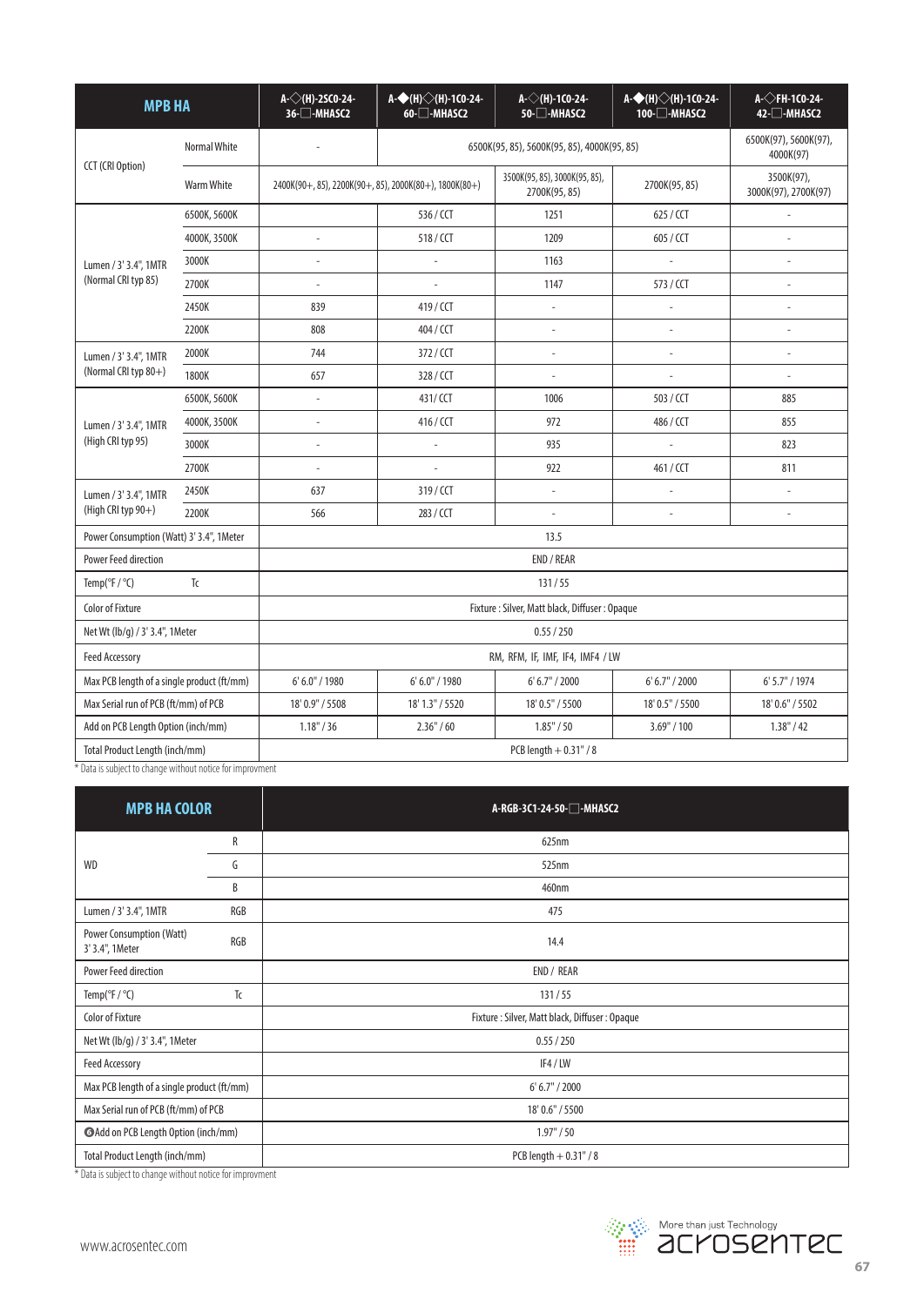| MPB HA | | A-◇(H)-2SC0-24-36-□-MHASC2 | A-◆(H)◇(H)-1C0-24-60-□-MHASC2 | A-◇(H)-1C0-24-50-□-MHASC2 | A-◆(H)◇(H)-1C0-24-100-□-MHASC2 | A-◇FH-1C0-24-42-□-MHASC2 |
|---|---|---|---|---|---|---|
| CCT (CRI Option) | Normal White | - | 6500K(95, 85), 5600K(95, 85), 4000K(95, 85) | | | 6500K(97), 5600K(97), 4000K(97) |
| | Warm White | 2400K(90+, 85), 2200K(90+, 85), 2000K(80+), 1800K(80+) | | 3500K(95, 85), 3000K(95, 85), 2700K(95, 85) | 2700K(95, 85) | 3500K(97), 3000K(97), 2700K(97) |
| Lumen / 3' 3.4", 1MTR (Normal CRI typ 85) | 6500K, 5600K | | 536 / CCT | 1251 | 625 / CCT | - |
| | 4000K, 3500K | - | 518 / CCT | 1209 | 605 / CCT | - |
| | 3000K | - | - | 1163 | - | - |
| | 2700K | - | - | 1147 | 573 / CCT | - |
| | 2450K | 839 | 419 / CCT | - | - | - |
| | 2200K | 808 | 404 / CCT | - | - | - |
| Lumen / 3' 3.4", 1MTR (Normal CRI typ 80+) | 2000K | 744 | 372 / CCT | - | - | - |
| | 1800K | 657 | 328 / CCT | - | - | - |
| Lumen / 3' 3.4", 1MTR (High CRI typ 95) | 6500K, 5600K | - | 431/ CCT | 1006 | 503 / CCT | 885 |
| | 4000K, 3500K | - | 416 / CCT | 972 | 486 / CCT | 855 |
| | 3000K | - | - | 935 | - | 823 |
| | 2700K | - | - | 922 | 461 / CCT | 811 |
| Lumen / 3' 3.4", 1MTR (High CRI typ 90+) | 2450K | 637 | 319 / CCT | - | - | - |
| | 2200K | 566 | 283 / CCT | - | - | - |
| Power Consumption (Watt) 3' 3.4", 1Meter | | 13.5 | | | | |
| Power Feed direction | | END / REAR | | | | |
| Temp(°F / °C) | Tc | 131 / 55 | | | | |
| Color of Fixture | | Fixture : Silver, Matt black, Diffuser : Opaque | | | | |
| Net Wt (lb/g) / 3' 3.4", 1Meter | | 0.55 / 250 | | | | |
| Feed Accessory | | RM, RFM, IF, IMF, IF4, IMF4 / LW | | | | |
| Max PCB length of a single product (ft/mm) | | 6' 6.0" / 1980 | 6' 6.0" / 1980 | 6' 6.7" / 2000 | 6' 6.7" / 2000 | 6' 5.7" / 1974 |
| Max Serial run of PCB (ft/mm) of PCB | | 18' 0.9" / 5508 | 18' 1.3" / 5520 | 18' 0.5" / 5500 | 18' 0.5" / 5500 | 18' 0.6" / 5502 |
| Add on PCB Length Option (inch/mm) | | 1.18" / 36 | 2.36" / 60 | 1.85" / 50 | 3.69" / 100 | 1.38" / 42 |
| Total Product Length (inch/mm) | | PCB length + 0.31" / 8 | | | | |

* Data is subject to change without notice for improvment

| MPB HA COLOR | | A-RGB-3C1-24-50-□-MHASC2 |
|---|---|---|
| WD | R | 625nm |
| | G | 525nm |
| | B | 460nm |
| Lumen / 3' 3.4", 1MTR | RGB | 475 |
| Power Consumption (Watt) 3' 3.4", 1Meter | RGB | 14.4 |
| Power Feed direction | | END / REAR |
| Temp(°F / °C) | Tc | 131 / 55 |
| Color of Fixture | | Fixture : Silver, Matt black, Diffuser : Opaque |
| Net Wt (lb/g) / 3' 3.4", 1Meter | | 0.55 / 250 |
| Feed Accessory | | IF4 / LW |
| Max PCB length of a single product (ft/mm) | | 6' 6.7" / 2000 |
| Max Serial run of PCB (ft/mm) of PCB | | 18' 0.6" / 5500 |
| Add on PCB Length Option (inch/mm) | | 1.97" / 50 |
| Total Product Length (inch/mm) | | PCB length + 0.31" / 8 |

* Data is subject to change without notice for improvment

www.acrosentec.com

More than just Technology
acrosentec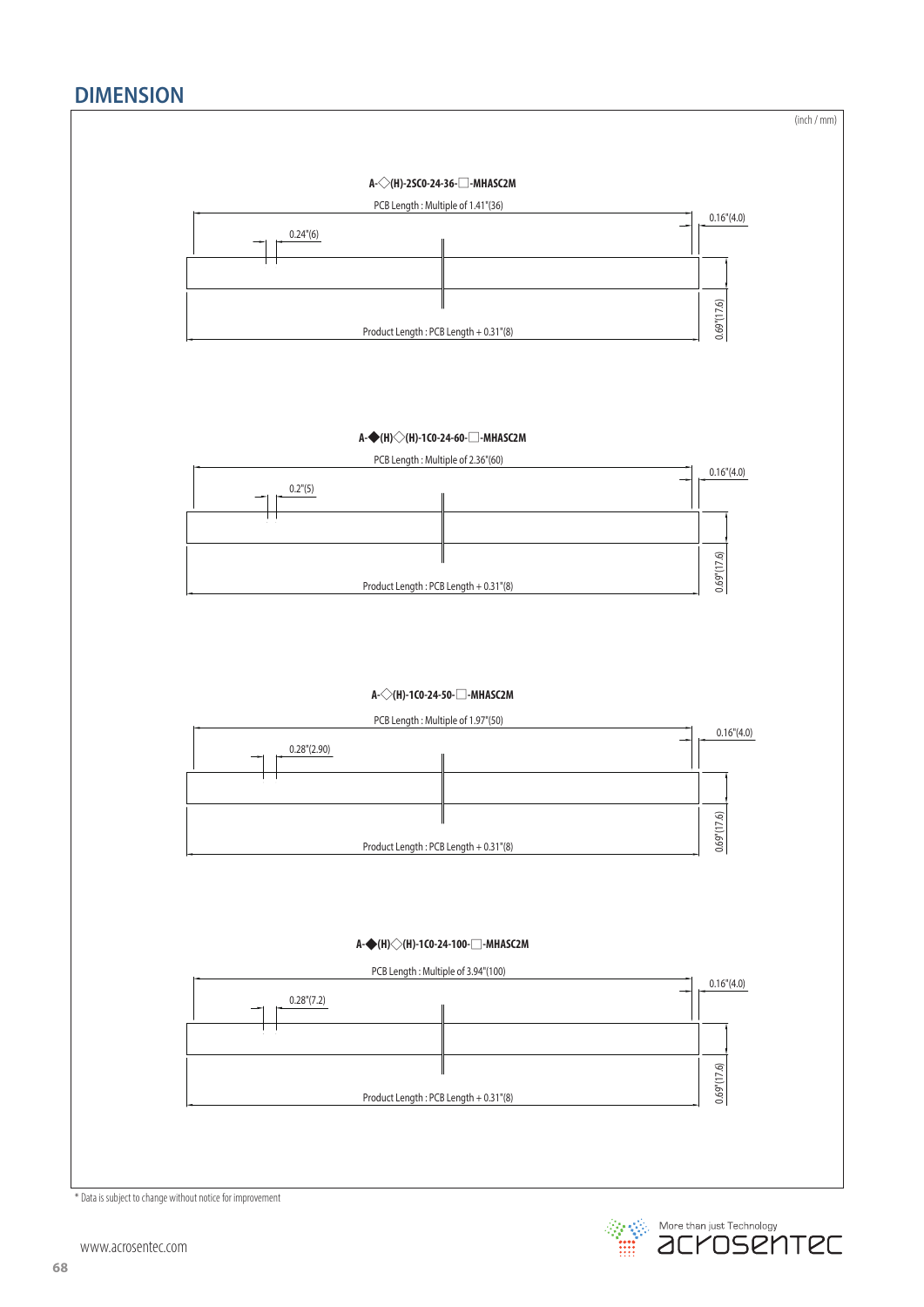## DIMENSION

(inch / mm)

**A-◇(H)-2SC0-24-36-□-MHASC2M**

PCB Length : Multiple of 1.41"(36)

0.16"(4.0)

0.24"(6)

0.69"(17.6)

Product Length : PCB Length + 0.31"(8)

**A-◆(H)◇(H)-1C0-24-60-□-MHASC2M**

PCB Length : Multiple of 2.36"(60)

0.16"(4.0)

0.2"(5)

0.69"(17.6)

Product Length : PCB Length + 0.31"(8)

**A-◇(H)-1C0-24-50-□-MHASC2M**

PCB Length : Multiple of 1.97"(50)

0.16"(4.0)

0.28"(2.90)

0.69"(17.6)

Product Length : PCB Length + 0.31"(8)

**A-◆(H)◇(H)-1C0-24-100-□-MHASC2M**

PCB Length : Multiple of 3.94"(100)

0.16"(4.0)

0.28"(7.2)

0.69"(17.6)

Product Length : PCB Length + 0.31"(8)

* Data is subject to change without notice for improvement

www.acrosentec.com

More than just Technology
acrosentec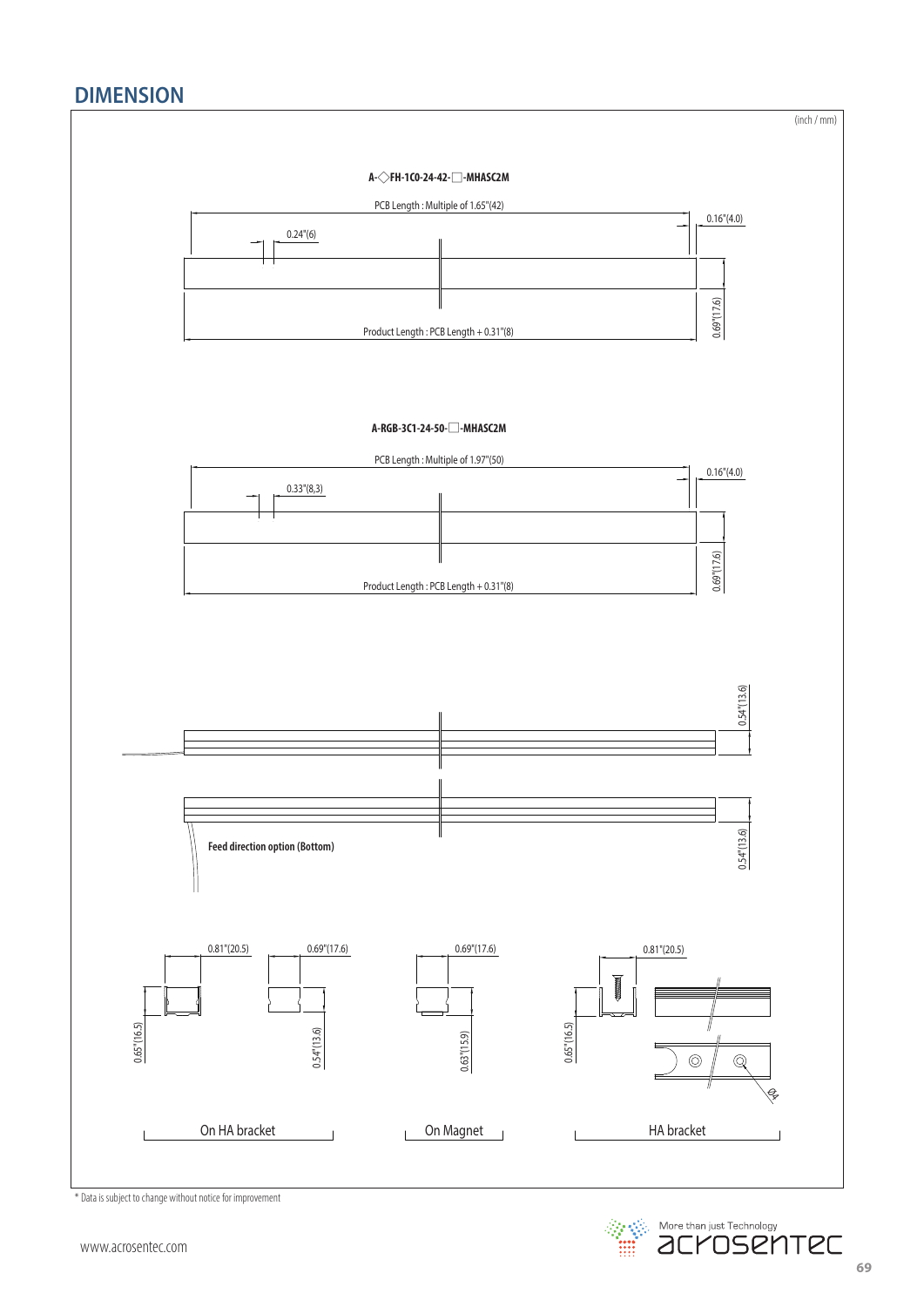## DIMENSION

(inch / mm)

**A-◇FH-1C0-24-42-□-MHASC2M**

PCB Length : Multiple of 1.65"(42)

0.16"(4.0)

0.24"(6)

0.69"(17.6)

Product Length : PCB Length + 0.31"(8)

**A-RGB-3C1-24-50-□-MHASC2M**

PCB Length : Multiple of 1.97"(50)

0.16"(4.0)

0.33"(8,3)

0.69"(17.6)

Product Length : PCB Length + 0.31"(8)

0.54"(13.6)

**Feed direction option (Bottom)**

0.54"(13.6)

0.81"(20.5)

0.69"(17.6)

0.65"(16.5)

0.54"(13.6)

On HA bracket

0.69"(17.6)

0.63"(15.9)

On Magnet

0.81"(20.5)

0.65"(16.5)

Ø4

HA bracket

\* Data is subject to change without notice for improvement